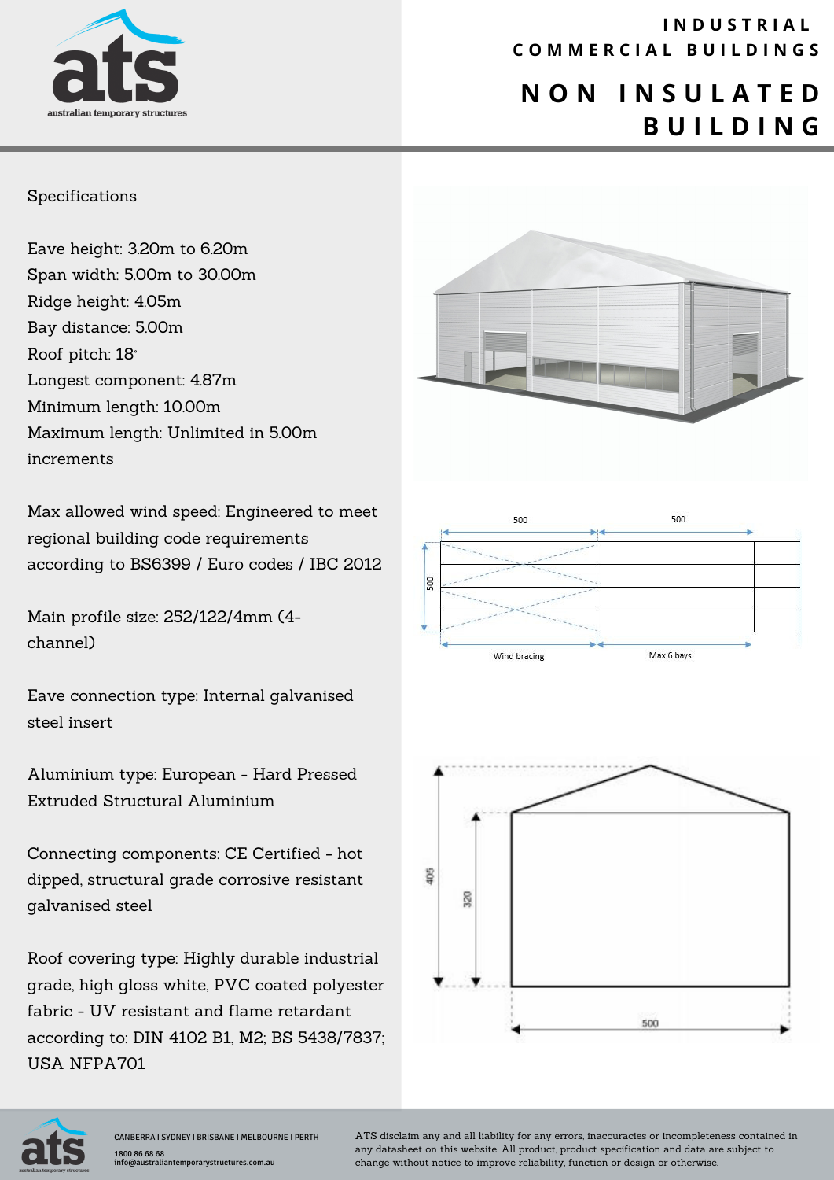# INDUSTRIAL COMMERCIAL BUILDINGS

# NON INSULATED BUILDING

## Specifications

Eave height: 3.20m to 6.20m
Span width: 5.00m to 30.00m
Ridge height: 4.05m
Bay distance: 5.00m
Roof pitch: 18°
Longest component: 4.87m
Minimum length: 10.00m
Maximum length: Unlimited in 5.00m increments

Max allowed wind speed: Engineered to meet regional building code requirements according to BS6399 / Euro codes / IBC 2012

Main profile size: 252/122/4mm (4-channel)

Eave connection type: Internal galvanised steel insert

Aluminium type: European - Hard Pressed Extruded Structural Aluminium

Connecting components: CE Certified - hot dipped, structural grade corrosive resistant galvanised steel

Roof covering type: Highly durable industrial grade, high gloss white, PVC coated polyester fabric - UV resistant and flame retardant according to: DIN 4102 B1, M2; BS 5438/7837; USA NFPA701

500 500 500
Wind bracing Max 6 bays

405 320 500

CANBERRA I SYDNEY I BRISBANE I MELBOURNE I PERTH
1800 86 68 68
info@australiantemporarystructures.com.au

ATS disclaim any and all liability for any errors, inaccuracies or incompleteness contained in any datasheet on this website. All product, product specification and data are subject to change without notice to improve reliability, function or design or otherwise.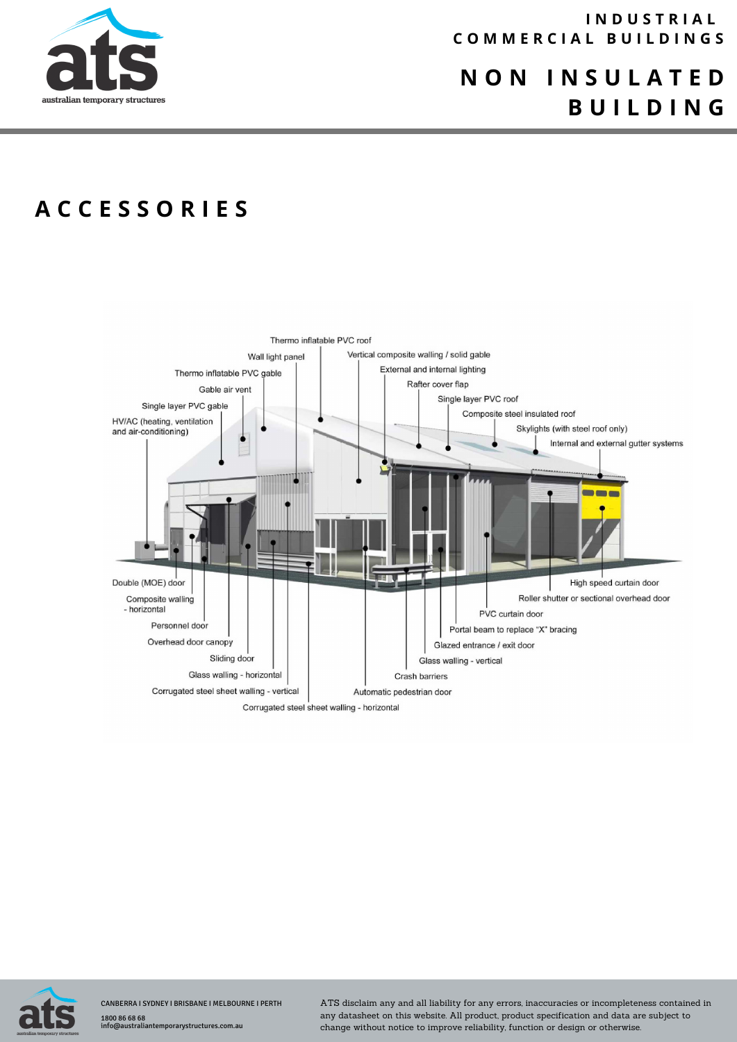# INDUSTRIAL COMMERCIAL BUILDINGS

# NON INSULATED BUILDING

## ACCESSORIES

Thermo inflatable PVC roof
Wall light panel
Vertical composite walling / solid gable
Thermo inflatable PVC gable
External and internal lighting
Gable air vent
Rafter cover flap
Single layer PVC gable
Single layer PVC roof
HV/AC (heating, ventilation and air-conditioning)
Composite steel insulated roof
Skylights (with steel roof only)
Internal and external gutter systems

Double (MOE) door
Composite walling - horizontal
Personnel door
Overhead door canopy
Sliding door
Glass walling - horizontal
Corrugated steel sheet walling - vertical
Corrugated steel sheet walling - horizontal
High speed curtain door
Roller shutter or sectional overhead door
PVC curtain door
Portal beam to replace "X" bracing
Glazed entrance / exit door
Glass walling - vertical
Crash barriers
Automatic pedestrian door

CANBERRA I SYDNEY I BRISBANE I MELBOURNE I PERTH
1800 86 68 68
info@australiantemporarystructures.com.au

ATS disclaim any and all liability for any errors, inaccuracies or incompleteness contained in any datasheet on this website. All product, product specification and data are subject to change without notice to improve reliability, function or design or otherwise.